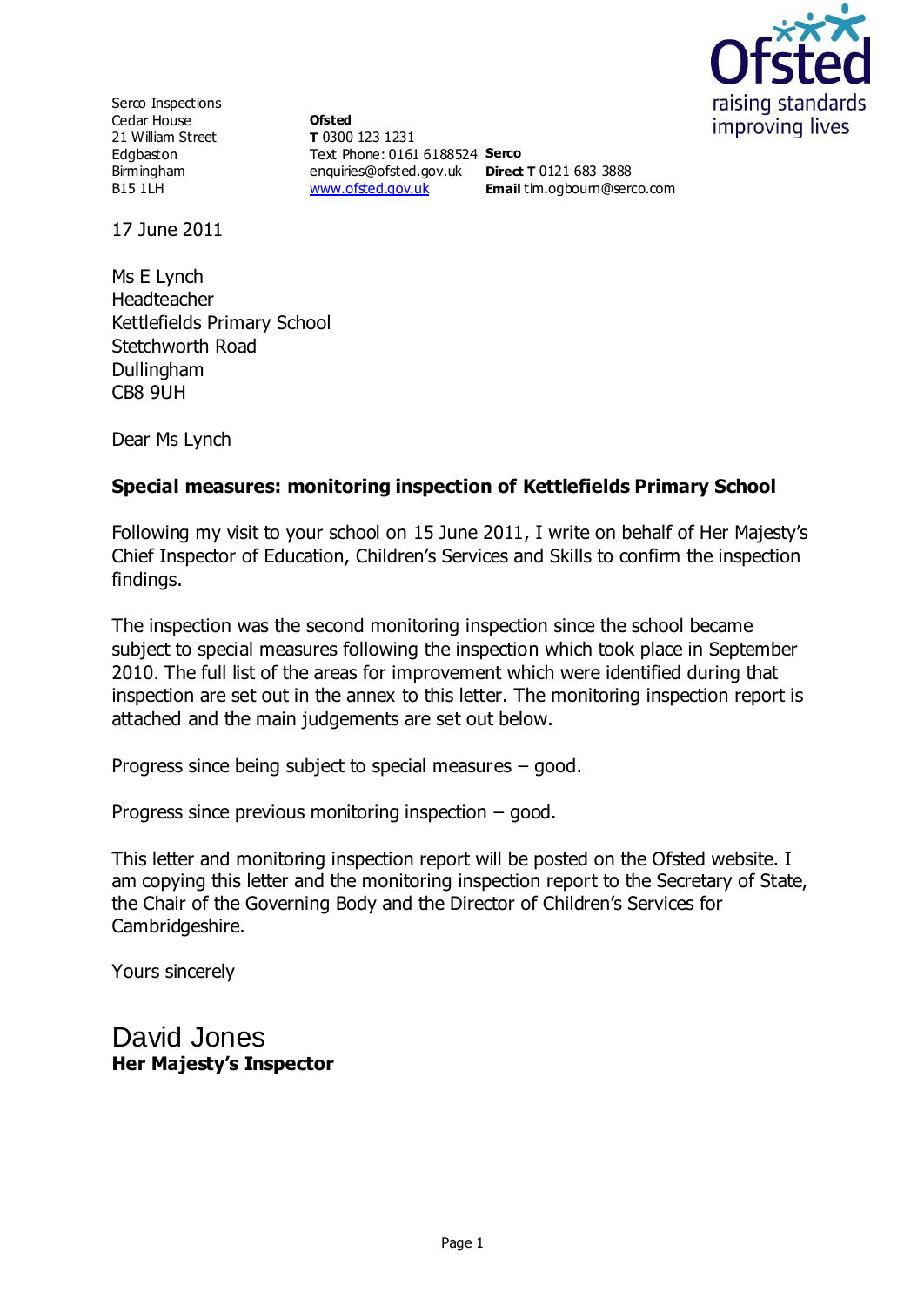Serco Inspections
Cedar House
21 William Street
Edgbaston
Birmingham
B15 1LH

**Ofsted**
**T** 0300 123 1231
Text Phone: 0161 6188524
enquiries@ofsted.gov.uk
www.ofsted.gov.uk

**Serco**
**Direct T** 0121 683 3888
**Email** tim.ogbourn@serco.com

17 June 2011

Ms E Lynch
Headteacher
Kettlefields Primary School
Stetchworth Road
Dullingham
CB8 9UH

Dear Ms Lynch

**Special measures: monitoring inspection of Kettlefields Primary School**

Following my visit to your school on 15 June 2011, I write on behalf of Her Majesty's Chief Inspector of Education, Children's Services and Skills to confirm the inspection findings.

The inspection was the second monitoring inspection since the school became subject to special measures following the inspection which took place in September 2010. The full list of the areas for improvement which were identified during that inspection are set out in the annex to this letter. The monitoring inspection report is attached and the main judgements are set out below.

Progress since being subject to special measures – good.

Progress since previous monitoring inspection – good.

This letter and monitoring inspection report will be posted on the Ofsted website. I am copying this letter and the monitoring inspection report to the Secretary of State, the Chair of the Governing Body and the Director of Children's Services for Cambridgeshire.

Yours sincerely

David Jones
**Her Majesty's Inspector**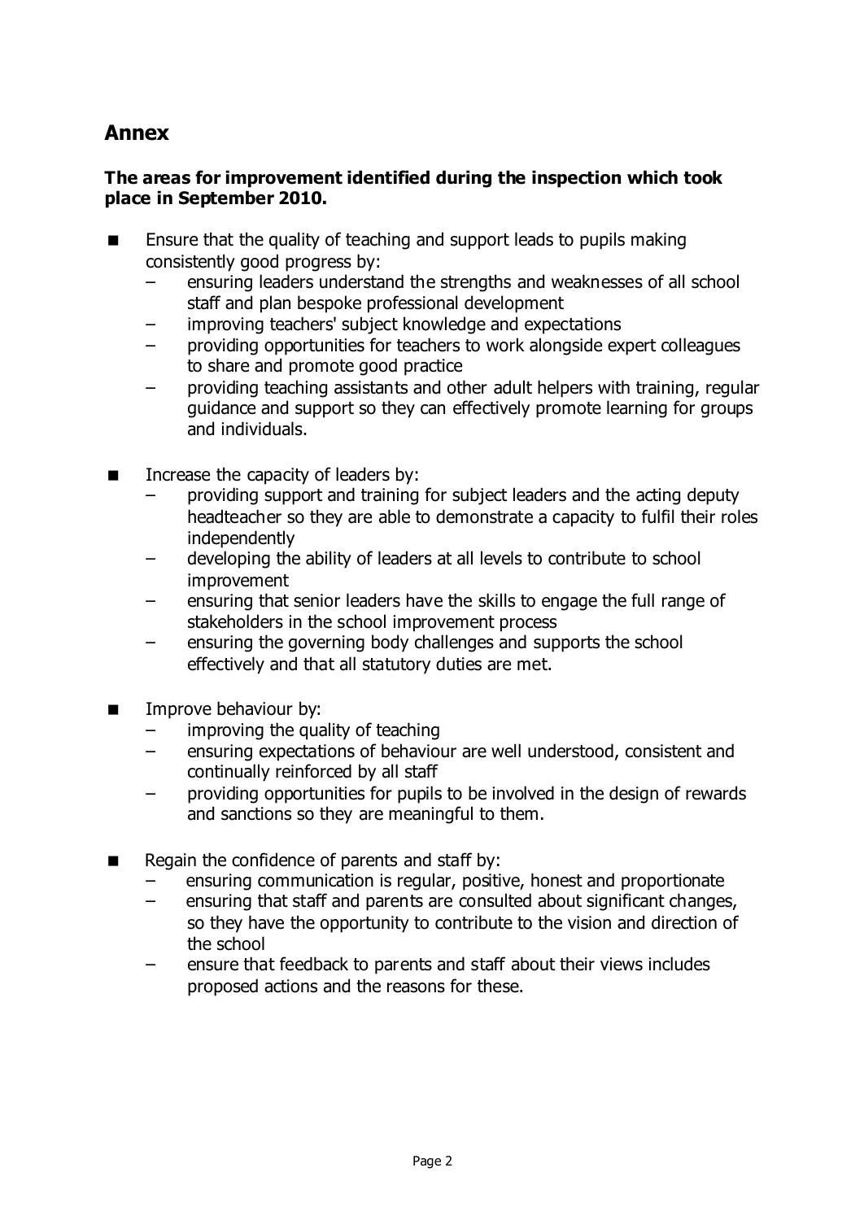## Annex

**The areas for improvement identified during the inspection which took place in September 2010.**

- Ensure that the quality of teaching and support leads to pupils making consistently good progress by:
  - ensuring leaders understand the strengths and weaknesses of all school staff and plan bespoke professional development
  - improving teachers' subject knowledge and expectations
  - providing opportunities for teachers to work alongside expert colleagues to share and promote good practice
  - providing teaching assistants and other adult helpers with training, regular guidance and support so they can effectively promote learning for groups and individuals.

- Increase the capacity of leaders by:
  - providing support and training for subject leaders and the acting deputy headteacher so they are able to demonstrate a capacity to fulfil their roles independently
  - developing the ability of leaders at all levels to contribute to school improvement
  - ensuring that senior leaders have the skills to engage the full range of stakeholders in the school improvement process
  - ensuring the governing body challenges and supports the school effectively and that all statutory duties are met.

- Improve behaviour by:
  - improving the quality of teaching
  - ensuring expectations of behaviour are well understood, consistent and continually reinforced by all staff
  - providing opportunities for pupils to be involved in the design of rewards and sanctions so they are meaningful to them.

- Regain the confidence of parents and staff by:
  - ensuring communication is regular, positive, honest and proportionate
  - ensuring that staff and parents are consulted about significant changes, so they have the opportunity to contribute to the vision and direction of the school
  - ensure that feedback to parents and staff about their views includes proposed actions and the reasons for these.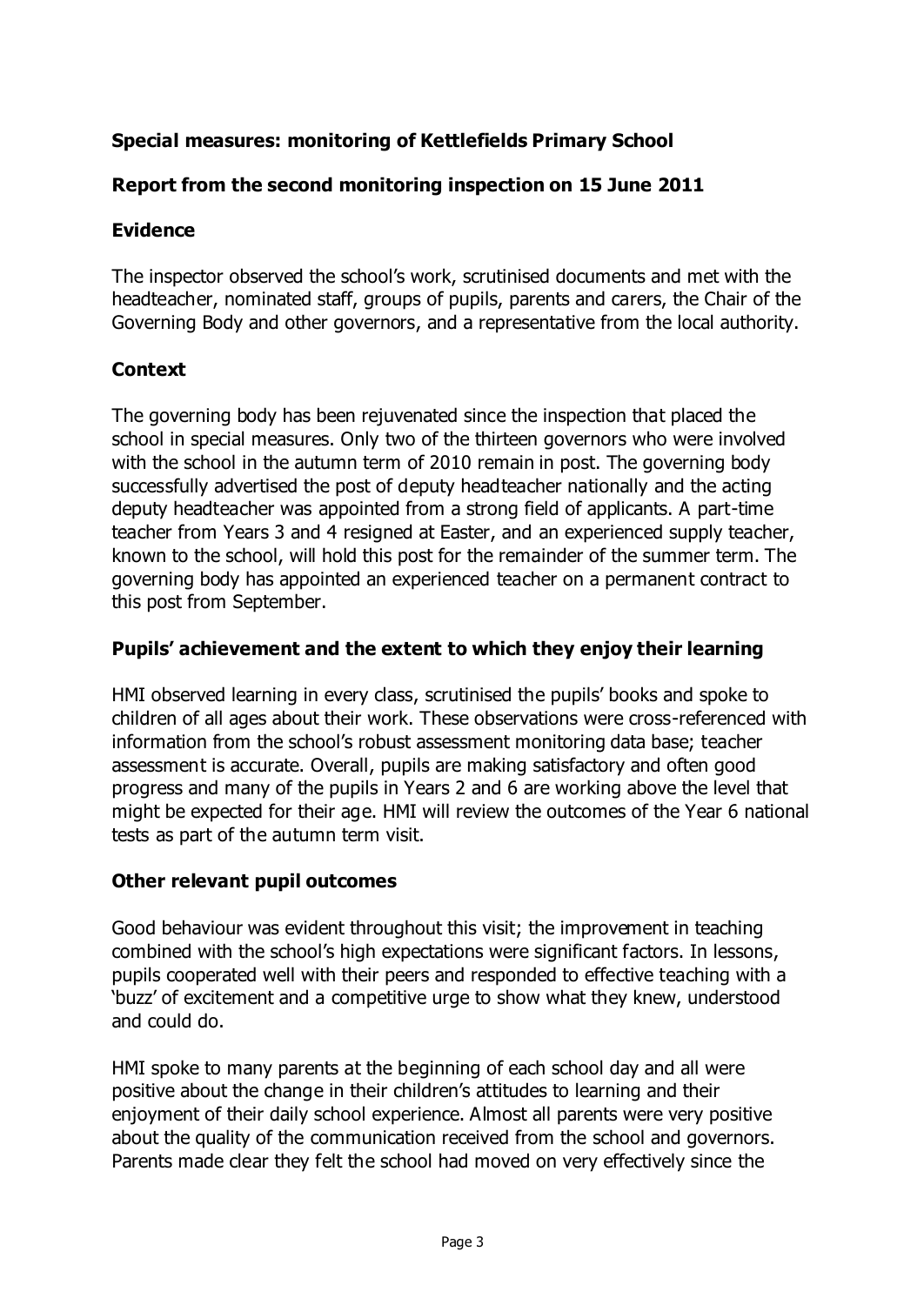**Special measures: monitoring of Kettlefields Primary School**

**Report from the second monitoring inspection on 15 June 2011**

## Evidence

The inspector observed the school's work, scrutinised documents and met with the headteacher, nominated staff, groups of pupils, parents and carers, the Chair of the Governing Body and other governors, and a representative from the local authority.

## Context

The governing body has been rejuvenated since the inspection that placed the school in special measures. Only two of the thirteen governors who were involved with the school in the autumn term of 2010 remain in post. The governing body successfully advertised the post of deputy headteacher nationally and the acting deputy headteacher was appointed from a strong field of applicants. A part-time teacher from Years 3 and 4 resigned at Easter, and an experienced supply teacher, known to the school, will hold this post for the remainder of the summer term. The governing body has appointed an experienced teacher on a permanent contract to this post from September.

## Pupils' achievement and the extent to which they enjoy their learning

HMI observed learning in every class, scrutinised the pupils' books and spoke to children of all ages about their work. These observations were cross-referenced with information from the school's robust assessment monitoring data base; teacher assessment is accurate. Overall, pupils are making satisfactory and often good progress and many of the pupils in Years 2 and 6 are working above the level that might be expected for their age. HMI will review the outcomes of the Year 6 national tests as part of the autumn term visit.

## Other relevant pupil outcomes

Good behaviour was evident throughout this visit; the improvement in teaching combined with the school's high expectations were significant factors. In lessons, pupils cooperated well with their peers and responded to effective teaching with a 'buzz' of excitement and a competitive urge to show what they knew, understood and could do.

HMI spoke to many parents at the beginning of each school day and all were positive about the change in their children's attitudes to learning and their enjoyment of their daily school experience. Almost all parents were very positive about the quality of the communication received from the school and governors. Parents made clear they felt the school had moved on very effectively since the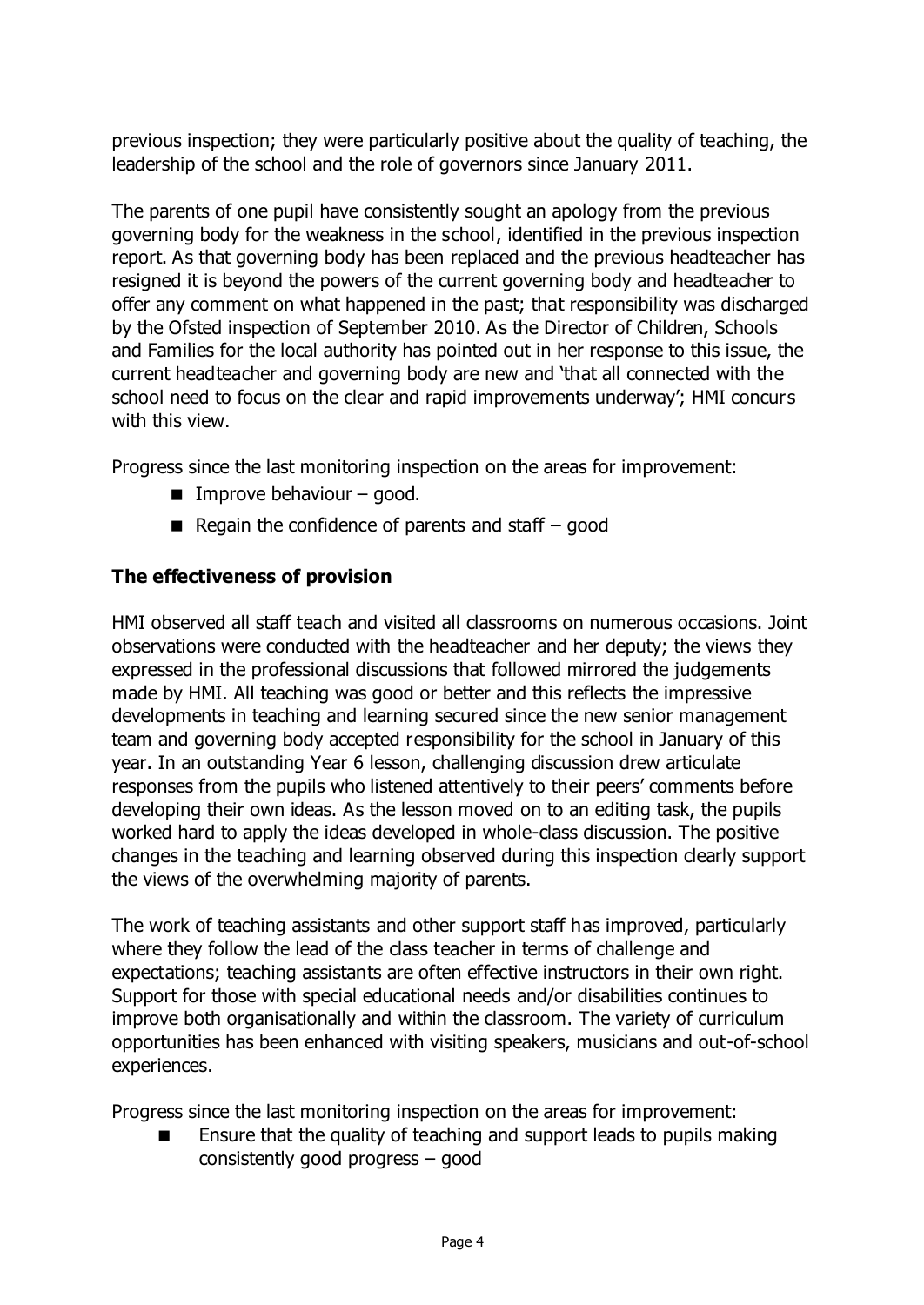previous inspection; they were particularly positive about the quality of teaching, the leadership of the school and the role of governors since January 2011.

The parents of one pupil have consistently sought an apology from the previous governing body for the weakness in the school, identified in the previous inspection report. As that governing body has been replaced and the previous headteacher has resigned it is beyond the powers of the current governing body and headteacher to offer any comment on what happened in the past; that responsibility was discharged by the Ofsted inspection of September 2010. As the Director of Children, Schools and Families for the local authority has pointed out in her response to this issue, the current headteacher and governing body are new and 'that all connected with the school need to focus on the clear and rapid improvements underway'; HMI concurs with this view.

Progress since the last monitoring inspection on the areas for improvement:

- Improve behaviour – good.
- Regain the confidence of parents and staff – good

**The effectiveness of provision**

HMI observed all staff teach and visited all classrooms on numerous occasions. Joint observations were conducted with the headteacher and her deputy; the views they expressed in the professional discussions that followed mirrored the judgements made by HMI. All teaching was good or better and this reflects the impressive developments in teaching and learning secured since the new senior management team and governing body accepted responsibility for the school in January of this year. In an outstanding Year 6 lesson, challenging discussion drew articulate responses from the pupils who listened attentively to their peers' comments before developing their own ideas. As the lesson moved on to an editing task, the pupils worked hard to apply the ideas developed in whole-class discussion. The positive changes in the teaching and learning observed during this inspection clearly support the views of the overwhelming majority of parents.

The work of teaching assistants and other support staff has improved, particularly where they follow the lead of the class teacher in terms of challenge and expectations; teaching assistants are often effective instructors in their own right. Support for those with special educational needs and/or disabilities continues to improve both organisationally and within the classroom. The variety of curriculum opportunities has been enhanced with visiting speakers, musicians and out-of-school experiences.

Progress since the last monitoring inspection on the areas for improvement:

- Ensure that the quality of teaching and support leads to pupils making consistently good progress – good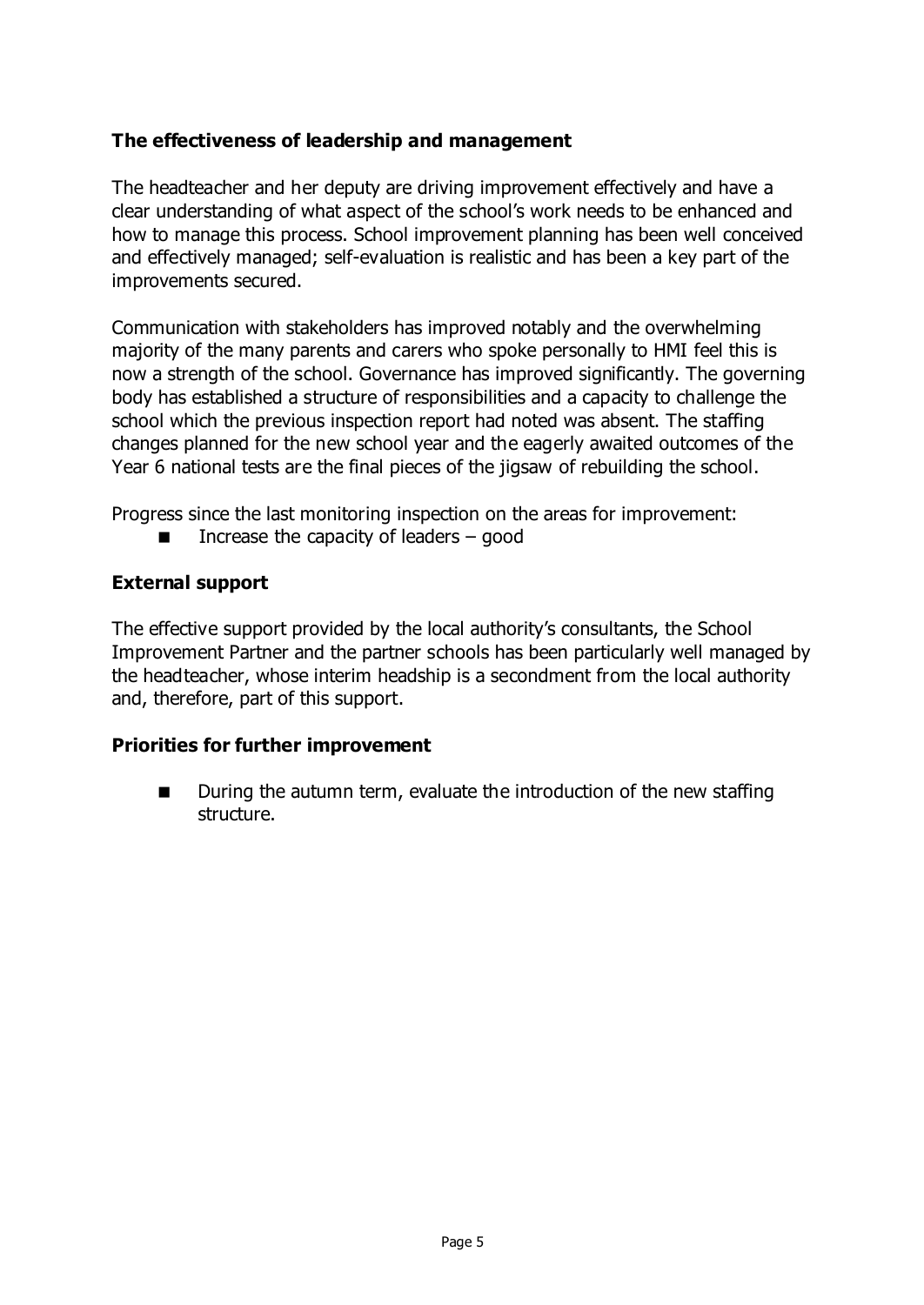## The effectiveness of leadership and management

The headteacher and her deputy are driving improvement effectively and have a clear understanding of what aspect of the school's work needs to be enhanced and how to manage this process. School improvement planning has been well conceived and effectively managed; self-evaluation is realistic and has been a key part of the improvements secured.

Communication with stakeholders has improved notably and the overwhelming majority of the many parents and carers who spoke personally to HMI feel this is now a strength of the school. Governance has improved significantly. The governing body has established a structure of responsibilities and a capacity to challenge the school which the previous inspection report had noted was absent. The staffing changes planned for the new school year and the eagerly awaited outcomes of the Year 6 national tests are the final pieces of the jigsaw of rebuilding the school.

Progress since the last monitoring inspection on the areas for improvement:

- Increase the capacity of leaders – good

## External support

The effective support provided by the local authority's consultants, the School Improvement Partner and the partner schools has been particularly well managed by the headteacher, whose interim headship is a secondment from the local authority and, therefore, part of this support.

## Priorities for further improvement

- During the autumn term, evaluate the introduction of the new staffing structure.